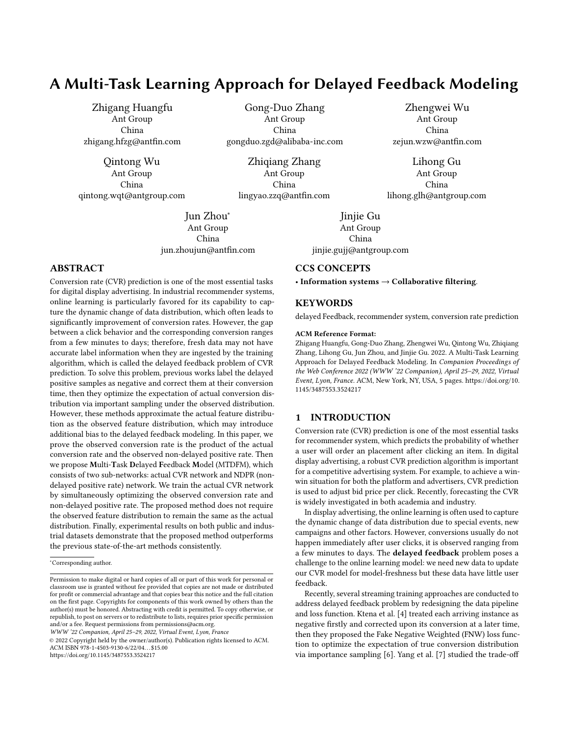# A Multi-Task Learning Approach for Delayed Feedback Modeling

Zhigang Huangfu
Ant Group
China
zhigang.hfzg@antfin.com

Gong-Duo Zhang
Ant Group
China
gongduo.zgd@alibaba-inc.com

Zhengwei Wu
Ant Group
China
zejun.wzw@antfin.com

Qintong Wu
Ant Group
China
qintong.wqt@antgroup.com

Zhiqiang Zhang
Ant Group
China
lingyao.zzq@antfin.com

Lihong Gu
Ant Group
China
lihong.glh@antgroup.com

Jun Zhou*
Ant Group
China
jun.zhoujun@antfin.com

Jinjie Gu
Ant Group
China
jinjie.gujj@antgroup.com

## ABSTRACT

Conversion rate (CVR) prediction is one of the most essential tasks for digital display advertising. In industrial recommender systems, online learning is particularly favored for its capability to capture the dynamic change of data distribution, which often leads to significantly improvement of conversion rates. However, the gap between a click behavior and the corresponding conversion ranges from a few minutes to days; therefore, fresh data may not have accurate label information when they are ingested by the training algorithm, which is called the delayed feedback problem of CVR prediction. To solve this problem, previous works label the delayed positive samples as negative and correct them at their conversion time, then they optimize the expectation of actual conversion distribution via important sampling under the observed distribution. However, these methods approximate the actual feature distribution as the observed feature distribution, which may introduce additional bias to the delayed feedback modeling. In this paper, we prove the observed conversion rate is the product of the actual conversion rate and the observed non-delayed positive rate. Then we propose **M**ulti-**T**ask **D**elayed **F**eedback **M**odel (MTDFM), which consists of two sub-networks: actual CVR network and NDPR (non-delayed positive rate) network. We train the actual CVR network by simultaneously optimizing the observed conversion rate and non-delayed positive rate. The proposed method does not require the observed feature distribution to remain the same as the actual distribution. Finally, experimental results on both public and industrial datasets demonstrate that the proposed method outperforms the previous state-of-the-art methods consistently.

*Corresponding author.

Permission to make digital or hard copies of all or part of this work for personal or classroom use is granted without fee provided that copies are not made or distributed for profit or commercial advantage and that copies bear this notice and the full citation on the first page. Copyrights for components of this work owned by others than the author(s) must be honored. Abstracting with credit is permitted. To copy otherwise, or republish, to post on servers or to redistribute to lists, requires prior specific permission and/or a fee. Request permissions from permissions@acm.org.
*WWW '22 Companion, April 25–29, 2022, Virtual Event, Lyon, France*
© 2022 Copyright held by the owner/author(s). Publication rights licensed to ACM.
ACM ISBN 978-1-4503-9130-6/22/04...$15.00
https://doi.org/10.1145/3487553.3524217

## CCS CONCEPTS

• **Information systems** → **Collaborative filtering**.

## KEYWORDS

delayed Feedback, recommender system, conversion rate prediction

**ACM Reference Format:**
Zhigang Huangfu, Gong-Duo Zhang, Zhengwei Wu, Qintong Wu, Zhiqiang Zhang, Lihong Gu, Jun Zhou, and Jinjie Gu. 2022. A Multi-Task Learning Approach for Delayed Feedback Modeling. In *Companion Proceedings of the Web Conference 2022 (WWW '22 Companion), April 25–29, 2022, Virtual Event, Lyon, France.* ACM, New York, NY, USA, 5 pages. https://doi.org/10.1145/3487553.3524217

## 1 INTRODUCTION

Conversion rate (CVR) prediction is one of the most essential tasks for recommender system, which predicts the probability of whether a user will order an placement after clicking an item. In digital display advertising, a robust CVR prediction algorithm is important for a competitive advertising system. For example, to achieve a win-win situation for both the platform and advertisers, CVR prediction is used to adjust bid price per click. Recently, forecasting the CVR is widely investigated in both academia and industry.

In display advertising, the online learning is often used to capture the dynamic change of data distribution due to special events, new campaigns and other factors. However, conversions usually do not happen immediately after user clicks, it is observed ranging from a few minutes to days. The **delayed feedback** problem poses a challenge to the online learning model: we need new data to update our CVR model for model-freshness but these data have little user feedback.

Recently, several streaming training approaches are conducted to address delayed feedback problem by redesigning the data pipeline and loss function. Ktena et al. [4] treated each arriving instance as negative firstly and corrected upon its conversion at a later time, then they proposed the Fake Negative Weighted (FNW) loss function to optimize the expectation of true conversion distribution via importance sampling [6]. Yang et al. [7] studied the trade-off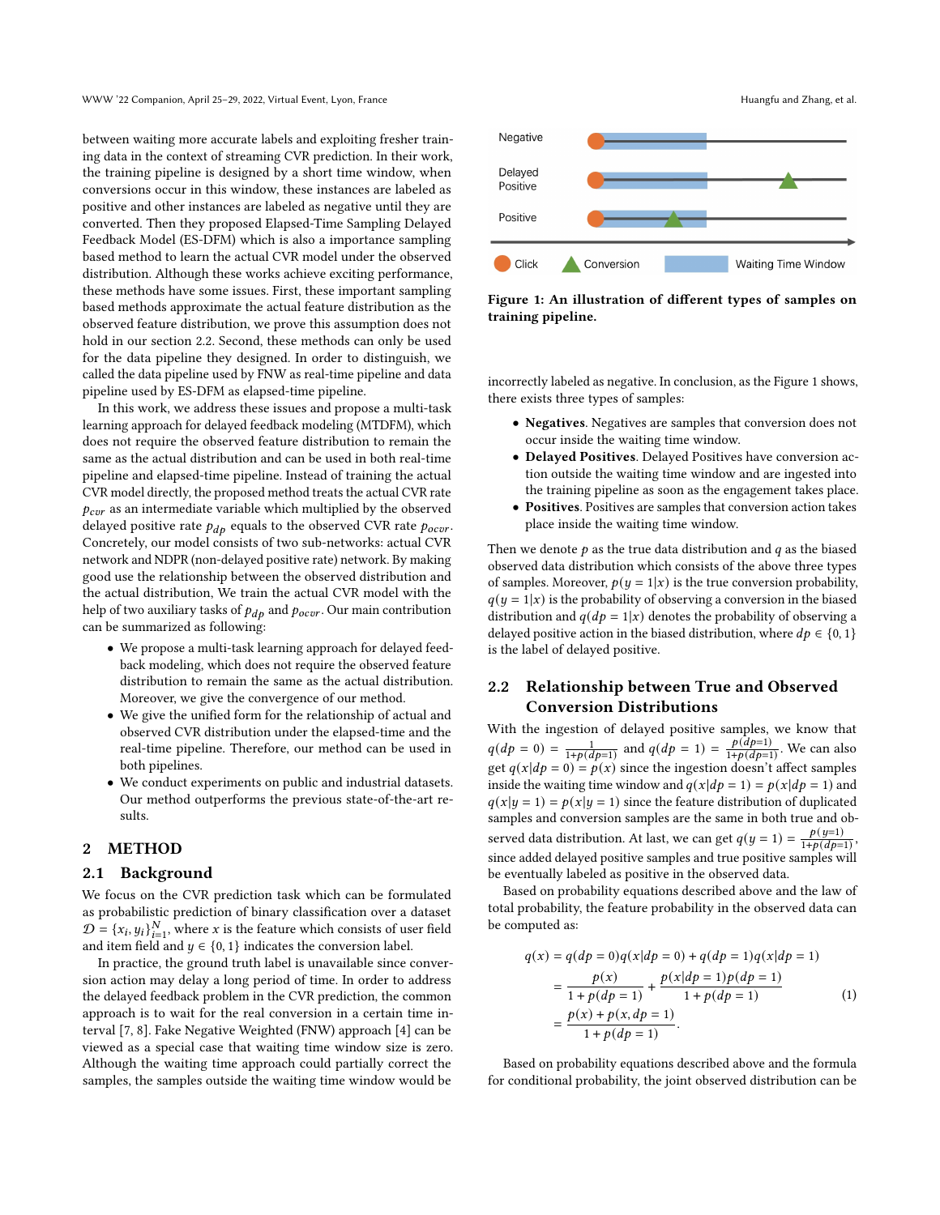between waiting more accurate labels and exploiting fresher training data in the context of streaming CVR prediction. In their work, the training pipeline is designed by a short time window, when conversions occur in this window, these instances are labeled as positive and other instances are labeled as negative until they are converted. Then they proposed Elapsed-Time Sampling Delayed Feedback Model (ES-DFM) which is also a importance sampling based method to learn the actual CVR model under the observed distribution. Although these works achieve exciting performance, these methods have some issues. First, these important sampling based methods approximate the actual feature distribution as the observed feature distribution, we prove this assumption does not hold in our section 2.2. Second, these methods can only be used for the data pipeline they designed. In order to distinguish, we called the data pipeline used by FNW as real-time pipeline and data pipeline used by ES-DFM as elapsed-time pipeline.

In this work, we address these issues and propose a multi-task learning approach for delayed feedback modeling (MTDFM), which does not require the observed feature distribution to remain the same as the actual distribution and can be used in both real-time pipeline and elapsed-time pipeline. Instead of training the actual CVR model directly, the proposed method treats the actual CVR rate $p_{cvr}$ as an intermediate variable which multiplied by the observed delayed positive rate $p_{dp}$ equals to the observed CVR rate $p_{ocvr}$. Concretely, our model consists of two sub-networks: actual CVR network and NDPR (non-delayed positive rate) network. By making good use the relationship between the observed distribution and the actual distribution, We train the actual CVR model with the help of two auxiliary tasks of $p_{dp}$ and $p_{ocvr}$. Our main contribution can be summarized as following:

- We propose a multi-task learning approach for delayed feedback modeling, which does not require the observed feature distribution to remain the same as the actual distribution. Moreover, we give the convergence of our method.
- We give the unified form for the relationship of actual and observed CVR distribution under the elapsed-time and the real-time pipeline. Therefore, our method can be used in both pipelines.
- We conduct experiments on public and industrial datasets. Our method outperforms the previous state-of-the-art results.

## 2 METHOD

### 2.1 Background

We focus on the CVR prediction task which can be formulated as probabilistic prediction of binary classification over a dataset $\mathcal{D} = \{x_i, y_i\}_{i=1}^{N}$, where $x$ is the feature which consists of user field and item field and $y \in \{0, 1\}$ indicates the conversion label.

In practice, the ground truth label is unavailable since conversion action may delay a long period of time. In order to address the delayed feedback problem in the CVR prediction, the common approach is to wait for the real conversion in a certain time interval [7, 8]. Fake Negative Weighted (FNW) approach [4] can be viewed as a special case that waiting time window size is zero. Although the waiting time approach could partially correct the samples, the samples outside the waiting time window would be incorrectly labeled as negative. In conclusion, as the Figure 1 shows, there exists three types of samples:

Figure 1: An illustration of different types of samples on training pipeline.

- **Negatives**. Negatives are samples that conversion does not occur inside the waiting time window.
- **Delayed Positives**. Delayed Positives have conversion action outside the waiting time window and are ingested into the training pipeline as soon as the engagement takes place.
- **Positives**. Positives are samples that conversion action takes place inside the waiting time window.

Then we denote $p$ as the true data distribution and $q$ as the biased observed data distribution which consists of the above three types of samples. Moreover, $p(y = 1|x)$ is the true conversion probability, $q(y = 1|x)$ is the probability of observing a conversion in the biased distribution and $q(dp = 1|x)$ denotes the probability of observing a delayed positive action in the biased distribution, where $dp \in \{0, 1\}$ is the label of delayed positive.

### 2.2 Relationship between True and Observed Conversion Distributions

With the ingestion of delayed positive samples, we know that $q(dp = 0) = \frac{1}{1+p(dp=1)}$ and $q(dp = 1) = \frac{p(dp=1)}{1+p(dp=1)}$. We can also get $q(x|dp = 0) = p(x)$ since the ingestion doesn't affect samples inside the waiting time window and $q(x|dp = 1) = p(x|dp = 1)$ and $q(x|y = 1) = p(x|y = 1)$ since the feature distribution of duplicated samples and conversion samples are the same in both true and observed data distribution. At last, we can get $q(y = 1) = \frac{p(y=1)}{1+p(dp=1)}$, since added delayed positive samples and true positive samples will be eventually labeled as positive in the observed data.

Based on probability equations described above and the law of total probability, the feature probability in the observed data can be computed as:

$$
\begin{aligned}
q(x) &= q(dp = 0)q(x|dp = 0) + q(dp = 1)q(x|dp = 1) \\
&= \frac{p(x)}{1 + p(dp = 1)} + \frac{p(x|dp = 1)p(dp = 1)}{1 + p(dp = 1)} \\
&= \frac{p(x) + p(x, dp = 1)}{1 + p(dp = 1)}.
\end{aligned} \tag{1}
$$

Based on probability equations described above and the formula for conditional probability, the joint observed distribution can be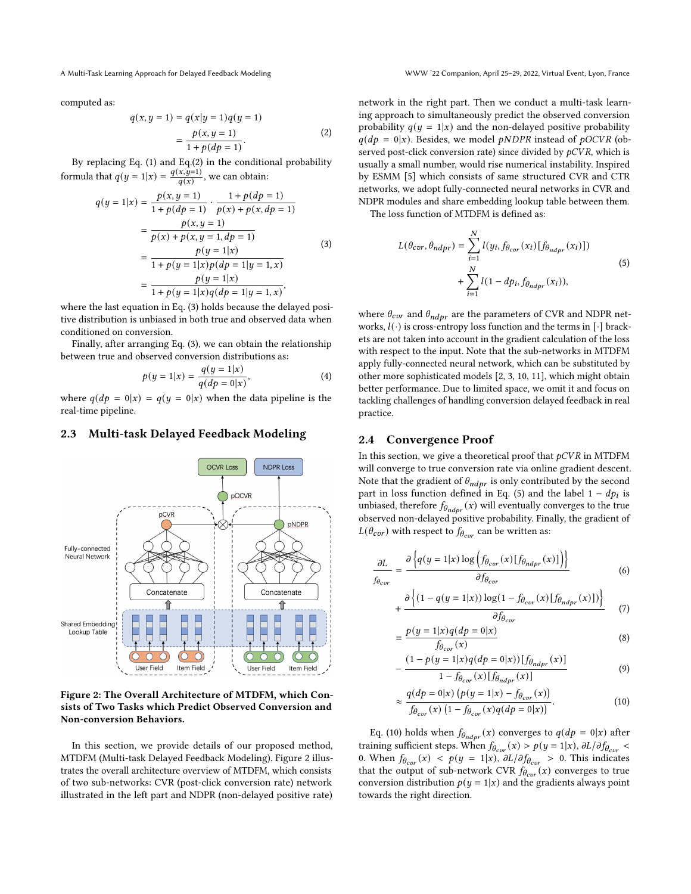computed as:

$$
\begin{aligned}
q(x, y=1) &= q(x|y=1)q(y=1) \\
&= \frac{p(x, y=1)}{1+p(dp=1)}.
\end{aligned}
\tag{2}
$$

By replacing Eq. (1) and Eq.(2) in the conditional probability formula that $q(y=1|x) = \frac{q(x,y=1)}{q(x)}$, we can obtain:

$$
\begin{aligned}
q(y=1|x) &= \frac{p(x, y=1)}{1+p(dp=1)} \cdot \frac{1+p(dp=1)}{p(x)+p(x, dp=1)} \\
&= \frac{p(x, y=1)}{p(x)+p(x, y=1, dp=1)} \\
&= \frac{p(y=1|x)}{1+p(y=1|x)p(dp=1|y=1,x)} \\
&= \frac{p(y=1|x)}{1+p(y=1|x)q(dp=1|y=1,x)},
\end{aligned}
\tag{3}
$$

where the last equation in Eq. (3) holds because the delayed positive distribution is unbiased in both true and observed data when conditioned on conversion.

Finally, after arranging Eq. (3), we can obtain the relationship between true and observed conversion distributions as:

$$
p(y=1|x) = \frac{q(y=1|x)}{q(dp=0|x)},
\tag{4}
$$

where $q(dp=0|x) = q(y=0|x)$ when the data pipeline is the real-time pipeline.

## 2.3 Multi-task Delayed Feedback Modeling

Figure 2: The Overall Architecture of MTDFM, which Consists of Two Tasks which Predict Observed Conversion and Non-conversion Behaviors.

In this section, we provide details of our proposed method, MTDFM (Multi-task Delayed Feedback Modeling). Figure 2 illustrates the overall architecture overview of MTDFM, which consists of two sub-networks: CVR (post-click conversion rate) network illustrated in the left part and NDPR (non-delayed positive rate) network in the right part. Then we conduct a multi-task learning approach to simultaneously predict the observed conversion probability $q(y=1|x)$ and the non-delayed positive probability $q(dp=0|x)$. Besides, we model $pNDPR$ instead of $pOCVR$ (observed post-click conversion rate) since divided by $pCVR$, which is usually a small number, would rise numerical instability. Inspired by ESMM [5] which consists of same structured CVR and CTR networks, we adopt fully-connected neural networks in CVR and NDPR modules and share embedding lookup table between them.

The loss function of MTDFM is defined as:

$$
\begin{aligned}
L(\theta_{cvr}, \theta_{ndpr}) &= \sum_{i=1}^{N} l(y_i, f_{\theta_{cvr}}(x_i)[f_{\theta_{ndpr}}(x_i)]) \\
&+ \sum_{i=1}^{N} l(1-dp_i, f_{\theta_{ndpr}}(x_i)),
\end{aligned}
\tag{5}
$$

where $\theta_{cvr}$ and $\theta_{ndpr}$ are the parameters of CVR and NDPR networks, $l(\cdot)$ is cross-entropy loss function and the terms in $[\cdot]$ brackets are not taken into account in the gradient calculation of the loss with respect to the input. Note that the sub-networks in MTDFM apply fully-connected neural network, which can be substituted by other more sophisticated models [2, 3, 10, 11], which might obtain better performance. Due to limited space, we omit it and focus on tackling challenges of handling conversion delayed feedback in real practice.

## 2.4 Convergence Proof

In this section, we give a theoretical proof that $pCVR$ in MTDFM will converge to true conversion rate via online gradient descent. Note that the gradient of $\theta_{ndpr}$ is only contributed by the second part in loss function defined in Eq. (5) and the label $1-dp_i$ is unbiased, therefore $f_{\theta_{ndpr}}(x)$ will eventually converges to the true observed non-delayed positive probability. Finally, the gradient of $L(\theta_{cvr})$ with respect to $f_{\theta_{cvr}}$ can be written as:

$$
\frac{\partial L}{f_{\theta_{cvr}}} = \frac{\partial \left\{ q(y=1|x) \log \left( f_{\theta_{cvr}}(x)[f_{\theta_{ndpr}}(x)] \right) \right\}}{\partial f_{\theta_{cvr}}}
\tag{6}
$$

$$
+ \frac{\partial \left\{ (1-q(y=1|x)) \log(1-f_{\theta_{cvr}}(x)[f_{\theta_{ndpr}}(x)]) \right\}}{\partial f_{\theta_{cvr}}}
\tag{7}
$$

$$
= \frac{p(y=1|x)q(dp=0|x)}{f_{\theta_{cvr}}(x)}
\tag{8}
$$

$$
- \frac{(1-p(y=1|x)q(dp=0|x))[f_{\theta_{ndpr}}(x)]}{1-f_{\theta_{cvr}}(x)[f_{\theta_{ndpr}}(x)]}
\tag{9}
$$

$$
\approx \frac{q(dp=0|x)\left(p(y=1|x) - f_{\theta_{cvr}}(x)\right)}{f_{\theta_{cvr}}(x)\left(1-f_{\theta_{cvr}}(x)q(dp=0|x)\right)}.
\tag{10}
$$

Eq. (10) holds when $f_{\theta_{ndpr}}(x)$ converges to $q(dp=0|x)$ after training sufficient steps. When $f_{\theta_{cvr}}(x) > p(y=1|x)$, $\partial L/\partial f_{\theta_{cvr}} < 0$. When $f_{\theta_{cvr}}(x) < p(y=1|x)$, $\partial L/\partial f_{\theta_{cvr}} > 0$. This indicates that the output of sub-network CVR $f_{\theta_{cvr}}(x)$ converges to true conversion distribution $p(y=1|x)$ and the gradients always point towards the right direction.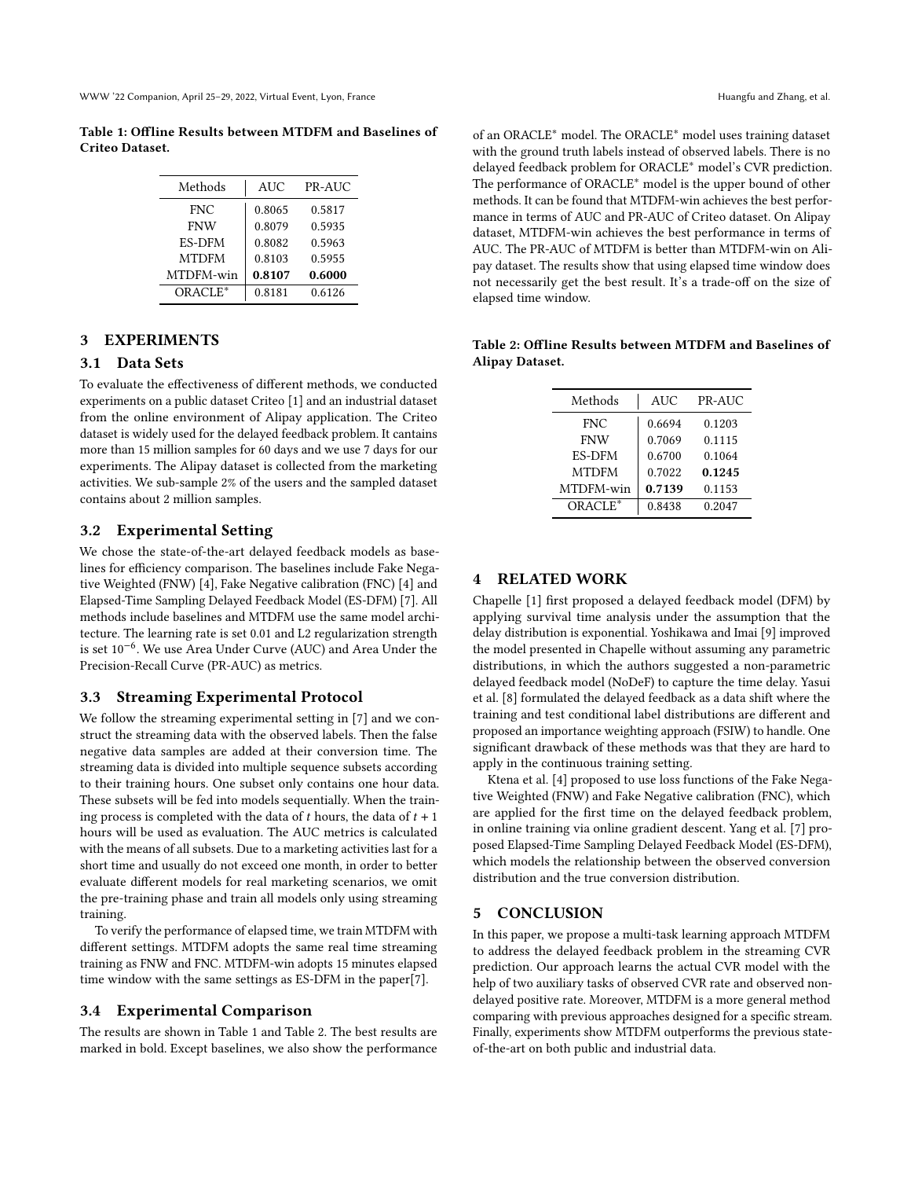Table 1: Offline Results between MTDFM and Baselines of Criteo Dataset.

| Methods | AUC | PR-AUC |
|---|---|---|
| FNC | 0.8065 | 0.5817 |
| FNW | 0.8079 | 0.5935 |
| ES-DFM | 0.8082 | 0.5963 |
| MTDFM | 0.8103 | 0.5955 |
| MTDFM-win | **0.8107** | **0.6000** |
| ORACLE* | 0.8181 | 0.6126 |

## 3 EXPERIMENTS

### 3.1 Data Sets

To evaluate the effectiveness of different methods, we conducted experiments on a public dataset Criteo [1] and an industrial dataset from the online environment of Alipay application. The Criteo dataset is widely used for the delayed feedback problem. It cantains more than 15 million samples for 60 days and we use 7 days for our experiments. The Alipay dataset is collected from the marketing activities. We sub-sample 2% of the users and the sampled dataset contains about 2 million samples.

### 3.2 Experimental Setting

We chose the state-of-the-art delayed feedback models as baselines for efficiency comparison. The baselines include Fake Negative Weighted (FNW) [4], Fake Negative calibration (FNC) [4] and Elapsed-Time Sampling Delayed Feedback Model (ES-DFM) [7]. All methods include baselines and MTDFM use the same model architecture. The learning rate is set 0.01 and L2 regularization strength is set $10^{-6}$. We use Area Under Curve (AUC) and Area Under the Precision-Recall Curve (PR-AUC) as metrics.

### 3.3 Streaming Experimental Protocol

We follow the streaming experimental setting in [7] and we construct the streaming data with the observed labels. Then the false negative data samples are added at their conversion time. The streaming data is divided into multiple sequence subsets according to their training hours. One subset only contains one hour data. These subsets will be fed into models sequentially. When the training process is completed with the data of $t$ hours, the data of $t + 1$ hours will be used as evaluation. The AUC metrics is calculated with the means of all subsets. Due to a marketing activities last for a short time and usually do not exceed one month, in order to better evaluate different models for real marketing scenarios, we omit the pre-training phase and train all models only using streaming training.

To verify the performance of elapsed time, we train MTDFM with different settings. MTDFM adopts the same real time streaming training as FNW and FNC. MTDFM-win adopts 15 minutes elapsed time window with the same settings as ES-DFM in the paper[7].

### 3.4 Experimental Comparison

The results are shown in Table 1 and Table 2. The best results are marked in bold. Except baselines, we also show the performance of an ORACLE* model. The ORACLE* model uses training dataset with the ground truth labels instead of observed labels. There is no delayed feedback problem for ORACLE* model's CVR prediction. The performance of ORACLE* model is the upper bound of other methods. It can be found that MTDFM-win achieves the best performance in terms of AUC and PR-AUC of Criteo dataset. On Alipay dataset, MTDFM-win achieves the best performance in terms of AUC. The PR-AUC of MTDFM is better than MTDFM-win on Alipay dataset. The results show that using elapsed time window does not necessarily get the best result. It's a trade-off on the size of elapsed time window.

Table 2: Offline Results between MTDFM and Baselines of Alipay Dataset.

| Methods | AUC | PR-AUC |
|---|---|---|
| FNC | 0.6694 | 0.1203 |
| FNW | 0.7069 | 0.1115 |
| ES-DFM | 0.6700 | 0.1064 |
| MTDFM | 0.7022 | **0.1245** |
| MTDFM-win | **0.7139** | 0.1153 |
| ORACLE* | 0.8438 | 0.2047 |

## 4 RELATED WORK

Chapelle [1] first proposed a delayed feedback model (DFM) by applying survival time analysis under the assumption that the delay distribution is exponential. Yoshikawa and Imai [9] improved the model presented in Chapelle without assuming any parametric distributions, in which the authors suggested a non-parametric delayed feedback model (NoDeF) to capture the time delay. Yasui et al. [8] formulated the delayed feedback as a data shift where the training and test conditional label distributions are different and proposed an importance weighting approach (FSIW) to handle. One significant drawback of these methods was that they are hard to apply in the continuous training setting.

Ktena et al. [4] proposed to use loss functions of the Fake Negative Weighted (FNW) and Fake Negative calibration (FNC), which are applied for the first time on the delayed feedback problem, in online training via online gradient descent. Yang et al. [7] proposed Elapsed-Time Sampling Delayed Feedback Model (ES-DFM), which models the relationship between the observed conversion distribution and the true conversion distribution.

## 5 CONCLUSION

In this paper, we propose a multi-task learning approach MTDFM to address the delayed feedback problem in the streaming CVR prediction. Our approach learns the actual CVR model with the help of two auxiliary tasks of observed CVR rate and observed non-delayed positive rate. Moreover, MTDFM is a more general method comparing with previous approaches designed for a specific stream. Finally, experiments show MTDFM outperforms the previous state-of-the-art on both public and industrial data.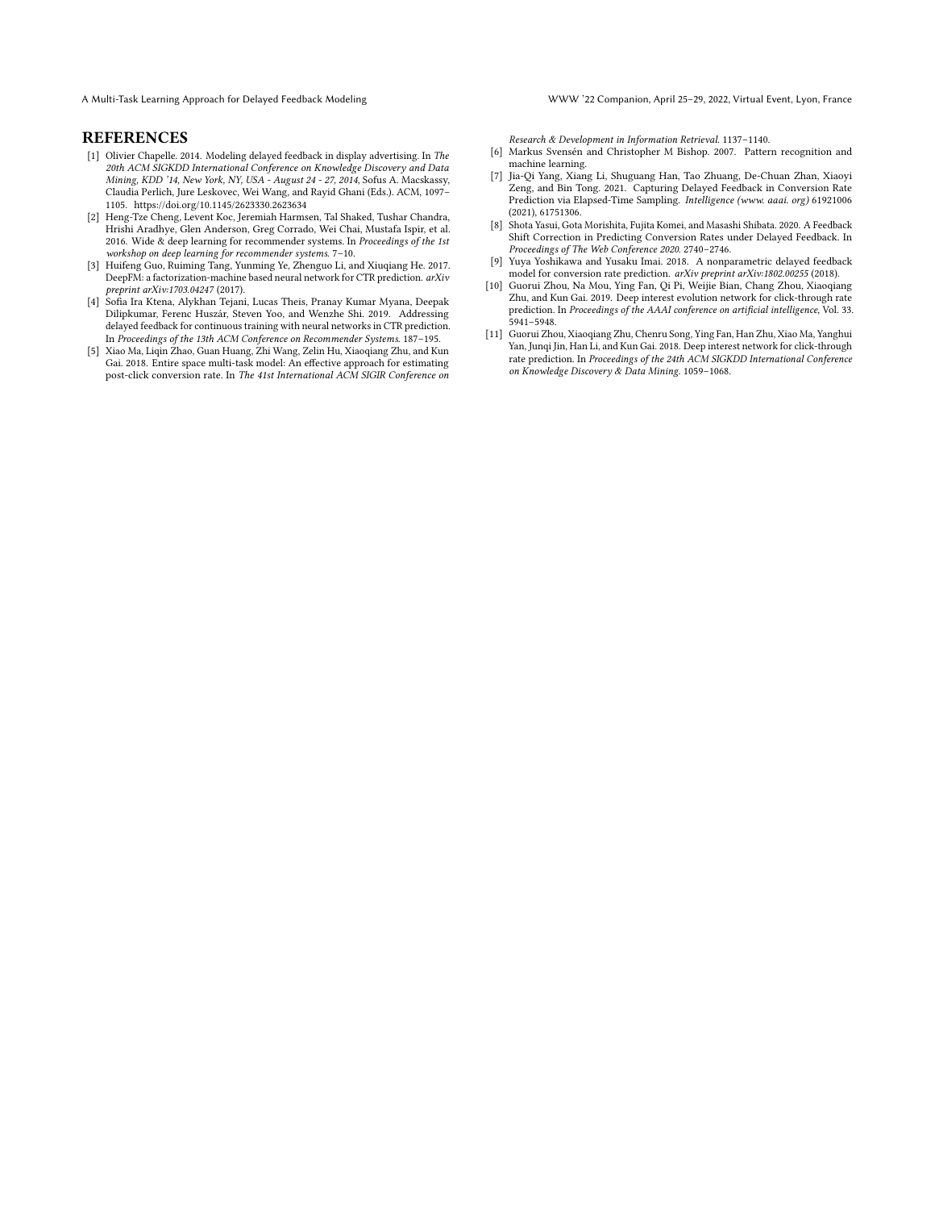## REFERENCES

[1] Olivier Chapelle. 2014. Modeling delayed feedback in display advertising. In *The 20th ACM SIGKDD International Conference on Knowledge Discovery and Data Mining, KDD '14, New York, NY, USA - August 24 - 27, 2014*, Sofus A. Macskassy, Claudia Perlich, Jure Leskovec, Wei Wang, and Rayid Ghani (Eds.). ACM, 1097–1105. https://doi.org/10.1145/2623330.2623634

[2] Heng-Tze Cheng, Levent Koc, Jeremiah Harmsen, Tal Shaked, Tushar Chandra, Hrishi Aradhye, Glen Anderson, Greg Corrado, Wei Chai, Mustafa Ispir, et al. 2016. Wide & deep learning for recommender systems. In *Proceedings of the 1st workshop on deep learning for recommender systems*. 7–10.

[3] Huifeng Guo, Ruiming Tang, Yunming Ye, Zhenguo Li, and Xiuqiang He. 2017. DeepFM: a factorization-machine based neural network for CTR prediction. *arXiv preprint arXiv:1703.04247* (2017).

[4] Sofia Ira Ktena, Alykhan Tejani, Lucas Theis, Pranay Kumar Myana, Deepak Dilipkumar, Ferenc Huszár, Steven Yoo, and Wenzhe Shi. 2019. Addressing delayed feedback for continuous training with neural networks in CTR prediction. In *Proceedings of the 13th ACM Conference on Recommender Systems*. 187–195.

[5] Xiao Ma, Liqin Zhao, Guan Huang, Zhi Wang, Zelin Hu, Xiaoqiang Zhu, and Kun Gai. 2018. Entire space multi-task model: An effective approach for estimating post-click conversion rate. In *The 41st International ACM SIGIR Conference on Research & Development in Information Retrieval*. 1137–1140.

[6] Markus Svensén and Christopher M Bishop. 2007. Pattern recognition and machine learning.

[7] Jia-Qi Yang, Xiang Li, Shuguang Han, Tao Zhuang, De-Chuan Zhan, Xiaoyi Zeng, and Bin Tong. 2021. Capturing Delayed Feedback in Conversion Rate Prediction via Elapsed-Time Sampling. *Intelligence (www. aaai. org)* 61921006 (2021), 61751306.

[8] Shota Yasui, Gota Morishita, Fujita Komei, and Masashi Shibata. 2020. A Feedback Shift Correction in Predicting Conversion Rates under Delayed Feedback. In *Proceedings of The Web Conference 2020*. 2740–2746.

[9] Yuya Yoshikawa and Yusaku Imai. 2018. A nonparametric delayed feedback model for conversion rate prediction. *arXiv preprint arXiv:1802.00255* (2018).

[10] Guorui Zhou, Na Mou, Ying Fan, Qi Pi, Weijie Bian, Chang Zhou, Xiaoqiang Zhu, and Kun Gai. 2019. Deep interest evolution network for click-through rate prediction. In *Proceedings of the AAAI conference on artificial intelligence*, Vol. 33. 5941–5948.

[11] Guorui Zhou, Xiaoqiang Zhu, Chenru Song, Ying Fan, Han Zhu, Xiao Ma, Yanghui Yan, Junqi Jin, Han Li, and Kun Gai. 2018. Deep interest network for click-through rate prediction. In *Proceedings of the 24th ACM SIGKDD International Conference on Knowledge Discovery & Data Mining*. 1059–1068.